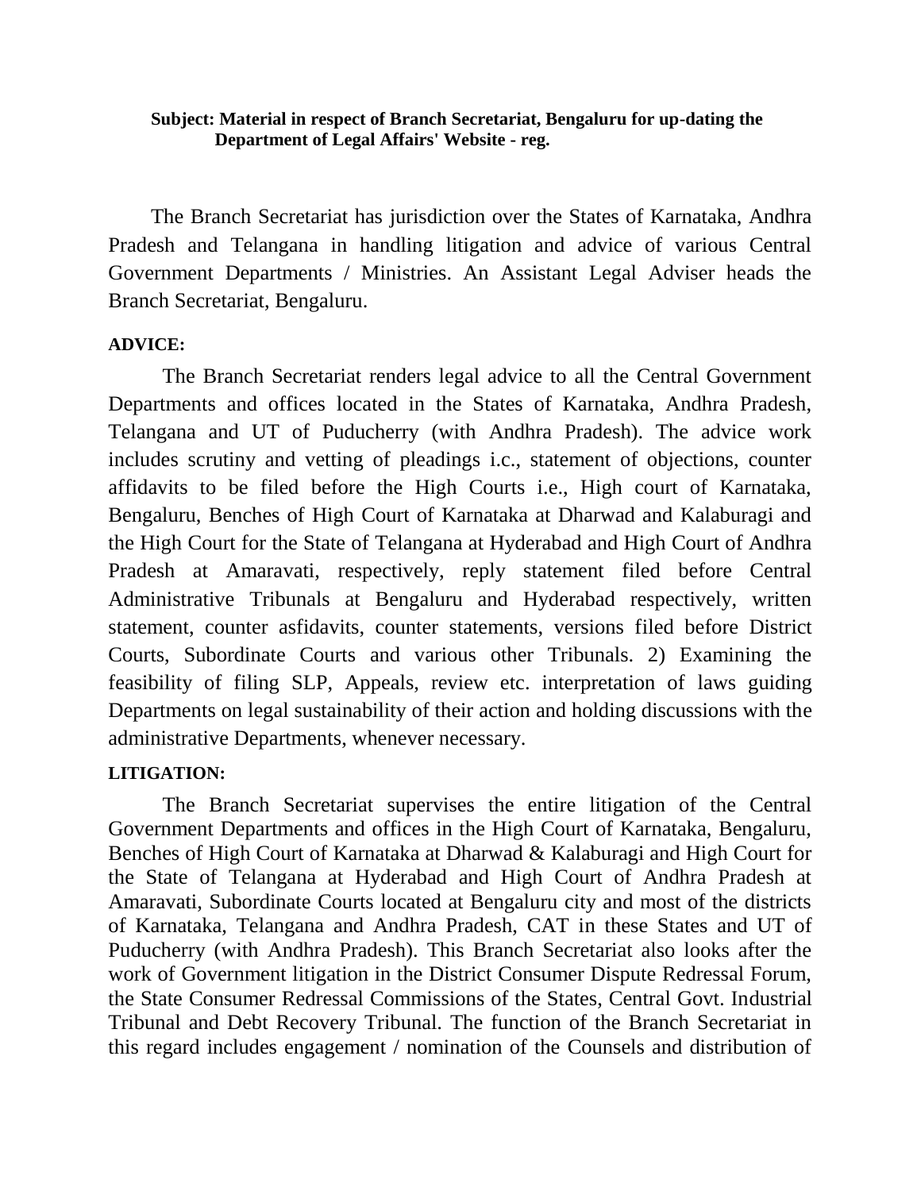**Subject: Material in respect of Branch Secretariat, Bengaluru for up-dating the Department of Legal Affairs' Website - reg.**

The Branch Secretariat has jurisdiction over the States of Karnataka, Andhra Pradesh and Telangana in handling litigation and advice of various Central Government Departments / Ministries. An Assistant Legal Adviser heads the Branch Secretariat, Bengaluru.

**ADVICE:**

The Branch Secretariat renders legal advice to all the Central Government Departments and offices located in the States of Karnataka, Andhra Pradesh, Telangana and UT of Puducherry (with Andhra Pradesh). The advice work includes scrutiny and vetting of pleadings i.c., statement of objections, counter affidavits to be filed before the High Courts i.e., High court of Karnataka, Bengaluru, Benches of High Court of Karnataka at Dharwad and Kalaburagi and the High Court for the State of Telangana at Hyderabad and High Court of Andhra Pradesh at Amaravati, respectively, reply statement filed before Central Administrative Tribunals at Bengaluru and Hyderabad respectively, written statement, counter asfidavits, counter statements, versions filed before District Courts, Subordinate Courts and various other Tribunals. 2) Examining the feasibility of filing SLP, Appeals, review etc. interpretation of laws guiding Departments on legal sustainability of their action and holding discussions with the administrative Departments, whenever necessary.

**LITIGATION:**

The Branch Secretariat supervises the entire litigation of the Central Government Departments and offices in the High Court of Karnataka, Bengaluru, Benches of High Court of Karnataka at Dharwad & Kalaburagi and High Court for the State of Telangana at Hyderabad and High Court of Andhra Pradesh at Amaravati, Subordinate Courts located at Bengaluru city and most of the districts of Karnataka, Telangana and Andhra Pradesh, CAT in these States and UT of Puducherry (with Andhra Pradesh). This Branch Secretariat also looks after the work of Government litigation in the District Consumer Dispute Redressal Forum, the State Consumer Redressal Commissions of the States, Central Govt. Industrial Tribunal and Debt Recovery Tribunal. The function of the Branch Secretariat in this regard includes engagement / nomination of the Counsels and distribution of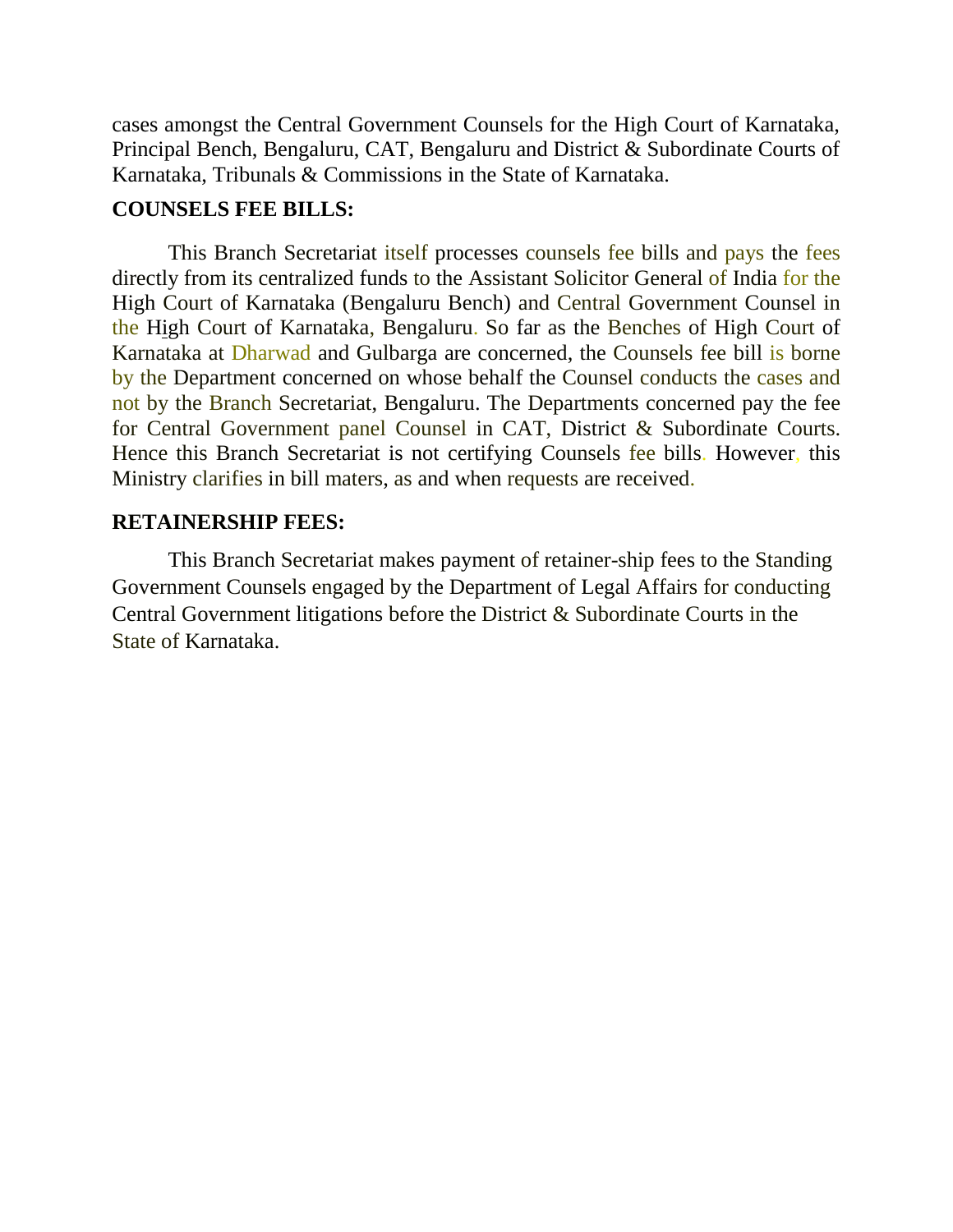cases amongst the Central Government Counsels for the High Court of Karnataka, Principal Bench, Bengaluru, CAT, Bengaluru and District & Subordinate Courts of Karnataka, Tribunals & Commissions in the State of Karnataka.

**COUNSELS FEE BILLS:**

This Branch Secretariat itself processes counsels fee bills and pays the fees directly from its centralized funds to the Assistant Solicitor General of India for the High Court of Karnataka (Bengaluru Bench) and Central Government Counsel in the High Court of Karnataka, Bengaluru. So far as the Benches of High Court of Karnataka at Dharwad and Gulbarga are concerned, the Counsels fee bill is borne by the Department concerned on whose behalf the Counsel conducts the cases and not by the Branch Secretariat, Bengaluru. The Departments concerned pay the fee for Central Government panel Counsel in CAT, District & Subordinate Courts. Hence this Branch Secretariat is not certifying Counsels fee bills. However, this Ministry clarifies in bill maters, as and when requests are received.

**RETAINERSHIP FEES:**

This Branch Secretariat makes payment of retainer-ship fees to the Standing Government Counsels engaged by the Department of Legal Affairs for conducting Central Government litigations before the District & Subordinate Courts in the State of Karnataka.